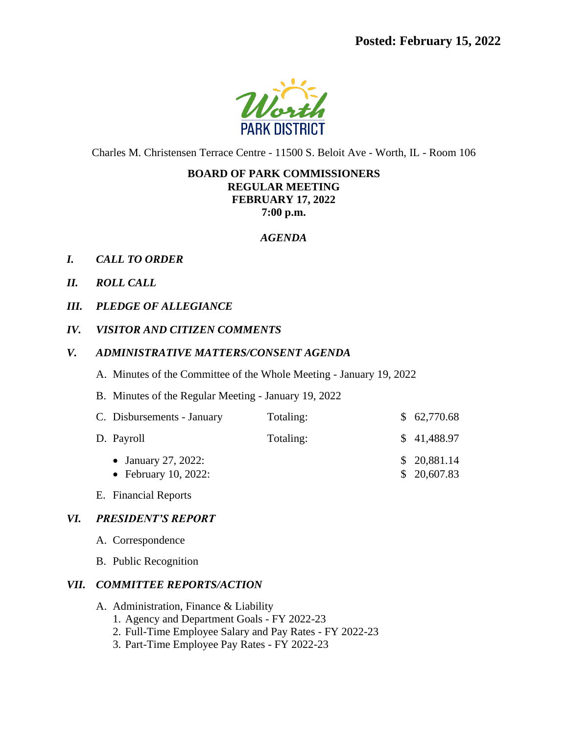**Posted: February 15, 2022**

Worth PARK DISTRICT

Charles M. Christensen Terrace Centre - 11500 S. Beloit Ave - Worth, IL - Room 106

**BOARD OF PARK COMMISSIONERS**
**REGULAR MEETING**
**FEBRUARY 17, 2022**
**7:00 p.m.**

***AGENDA***

***I. CALL TO ORDER***

***II. ROLL CALL***

***III. PLEDGE OF ALLEGIANCE***

***IV. VISITOR AND CITIZEN COMMENTS***

***V. ADMINISTRATIVE MATTERS/CONSENT AGENDA***

A. Minutes of the Committee of the Whole Meeting - January 19, 2022

B. Minutes of the Regular Meeting - January 19, 2022

| | | |
|---|---|---|
| C. Disbursements - January | Totaling: | $ 62,770.68 |
| D. Payroll | Totaling: | $ 41,488.97 |
| • January 27, 2022: | | $ 20,881.14 |
| • February 10, 2022: | | $ 20,607.83 |

E. Financial Reports

***VI. PRESIDENT'S REPORT***

A. Correspondence

B. Public Recognition

***VII. COMMITTEE REPORTS/ACTION***

A. Administration, Finance & Liability
1. Agency and Department Goals - FY 2022-23
2. Full-Time Employee Salary and Pay Rates - FY 2022-23
3. Part-Time Employee Pay Rates - FY 2022-23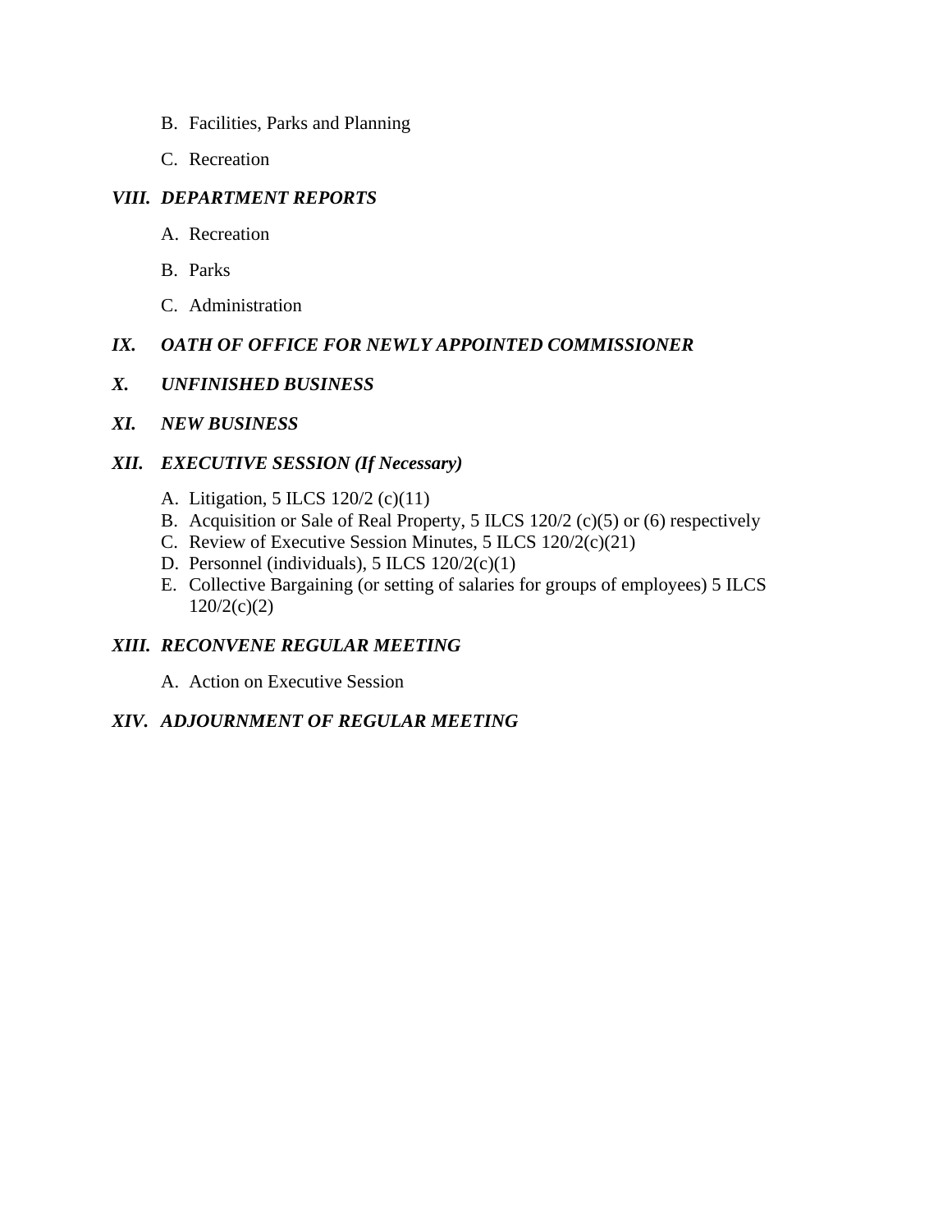B. Facilities, Parks and Planning

C. Recreation

## *VIII. DEPARTMENT REPORTS*

A. Recreation

B. Parks

C. Administration

## *IX. OATH OF OFFICE FOR NEWLY APPOINTED COMMISSIONER*

## *X. UNFINISHED BUSINESS*

## *XI. NEW BUSINESS*

## *XII. EXECUTIVE SESSION (If Necessary)*

A. Litigation, 5 ILCS 120/2 (c)(11)
B. Acquisition or Sale of Real Property, 5 ILCS 120/2 (c)(5) or (6) respectively
C. Review of Executive Session Minutes, 5 ILCS 120/2(c)(21)
D. Personnel (individuals), 5 ILCS 120/2(c)(1)
E. Collective Bargaining (or setting of salaries for groups of employees) 5 ILCS 120/2(c)(2)

## *XIII. RECONVENE REGULAR MEETING*

A. Action on Executive Session

## *XIV. ADJOURNMENT OF REGULAR MEETING*